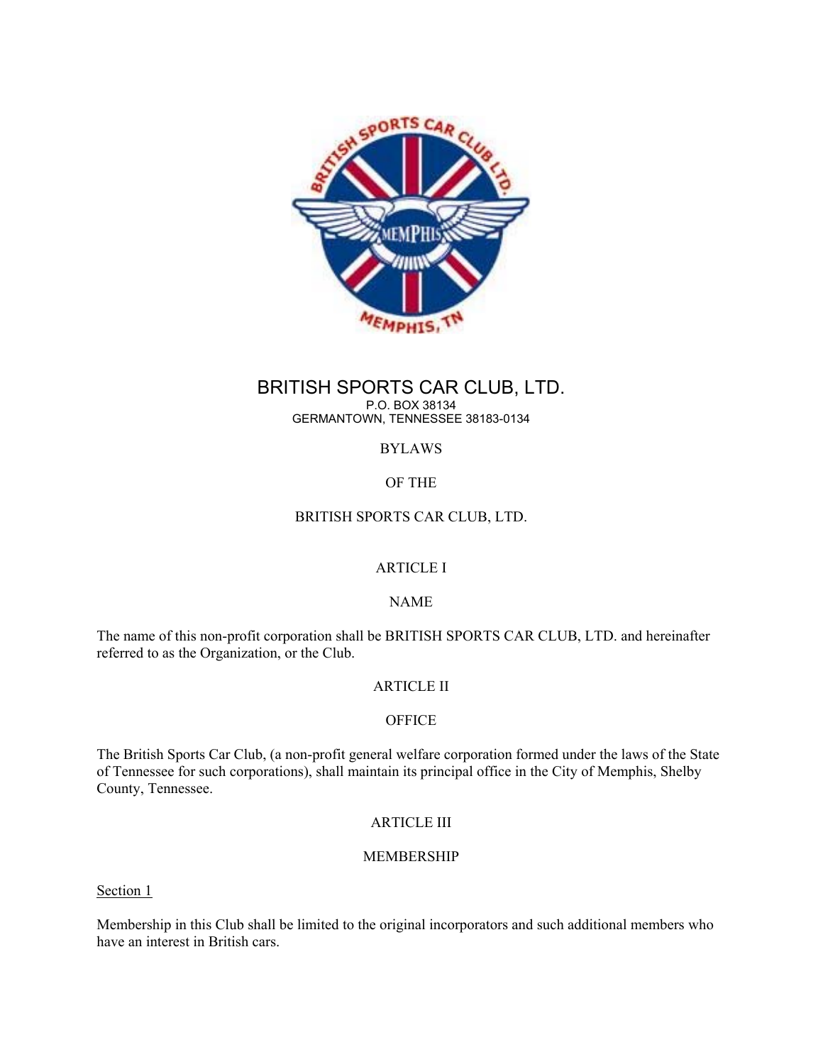# BRITISH SPORTS CAR CLUB, LTD.

P.O. BOX 38134
GERMANTOWN, TENNESSEE 38183-0134

BYLAWS

OF THE

BRITISH SPORTS CAR CLUB, LTD.

## ARTICLE I

### NAME

The name of this non-profit corporation shall be BRITISH SPORTS CAR CLUB, LTD. and hereinafter referred to as the Organization, or the Club.

## ARTICLE II

### OFFICE

The British Sports Car Club, (a non-profit general welfare corporation formed under the laws of the State of Tennessee for such corporations), shall maintain its principal office in the City of Memphis, Shelby County, Tennessee.

## ARTICLE III

### MEMBERSHIP

Section 1

Membership in this Club shall be limited to the original incorporators and such additional members who have an interest in British cars.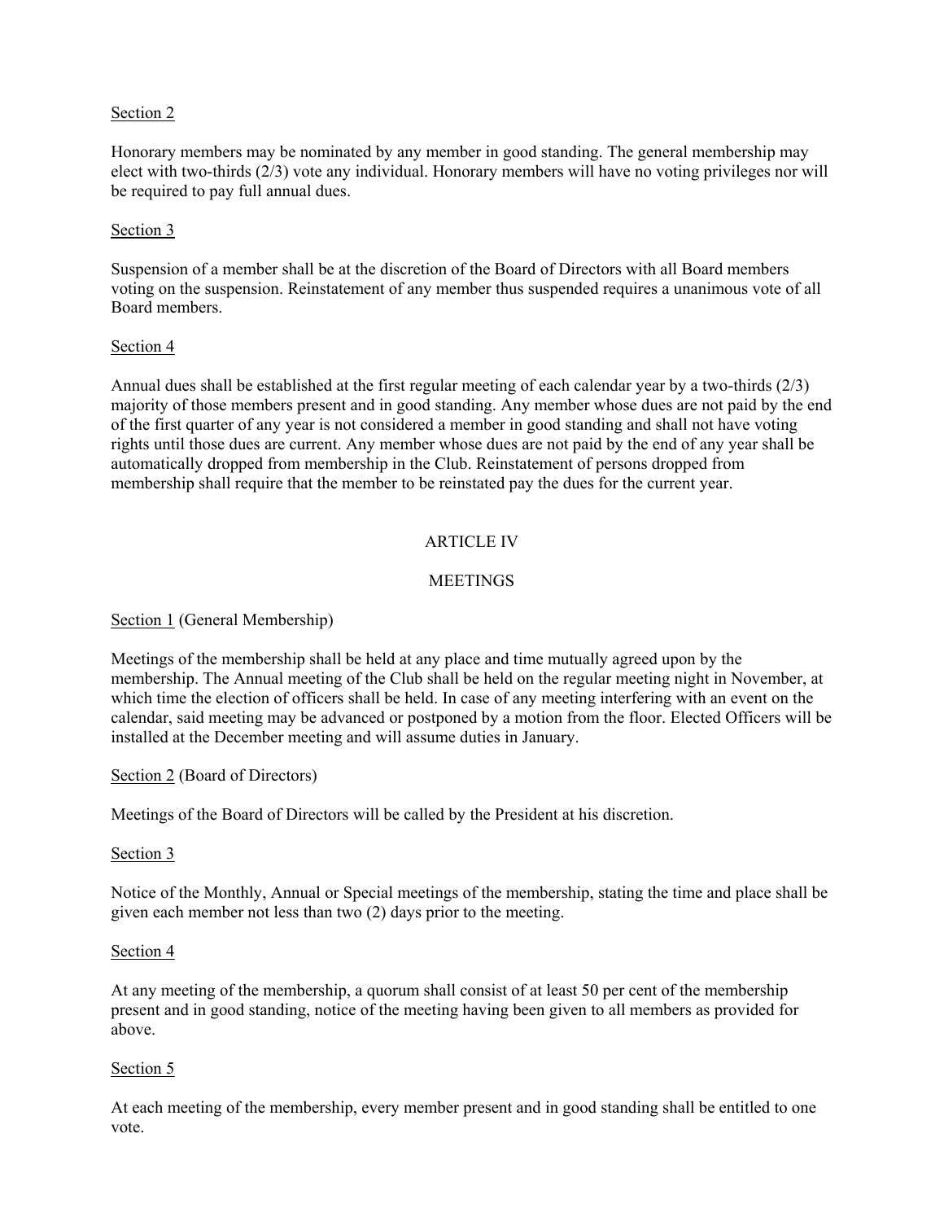Section 2

Honorary members may be nominated by any member in good standing. The general membership may elect with two-thirds (2/3) vote any individual. Honorary members will have no voting privileges nor will be required to pay full annual dues.

Section 3

Suspension of a member shall be at the discretion of the Board of Directors with all Board members voting on the suspension. Reinstatement of any member thus suspended requires a unanimous vote of all Board members.

Section 4

Annual dues shall be established at the first regular meeting of each calendar year by a two-thirds (2/3) majority of those members present and in good standing. Any member whose dues are not paid by the end of the first quarter of any year is not considered a member in good standing and shall not have voting rights until those dues are current. Any member whose dues are not paid by the end of any year shall be automatically dropped from membership in the Club. Reinstatement of persons dropped from membership shall require that the member to be reinstated pay the dues for the current year.

## ARTICLE IV

## MEETINGS

Section 1 (General Membership)

Meetings of the membership shall be held at any place and time mutually agreed upon by the membership. The Annual meeting of the Club shall be held on the regular meeting night in November, at which time the election of officers shall be held. In case of any meeting interfering with an event on the calendar, said meeting may be advanced or postponed by a motion from the floor. Elected Officers will be installed at the December meeting and will assume duties in January.

Section 2 (Board of Directors)

Meetings of the Board of Directors will be called by the President at his discretion.

Section 3

Notice of the Monthly, Annual or Special meetings of the membership, stating the time and place shall be given each member not less than two (2) days prior to the meeting.

Section 4

At any meeting of the membership, a quorum shall consist of at least 50 per cent of the membership present and in good standing, notice of the meeting having been given to all members as provided for above.

Section 5

At each meeting of the membership, every member present and in good standing shall be entitled to one vote.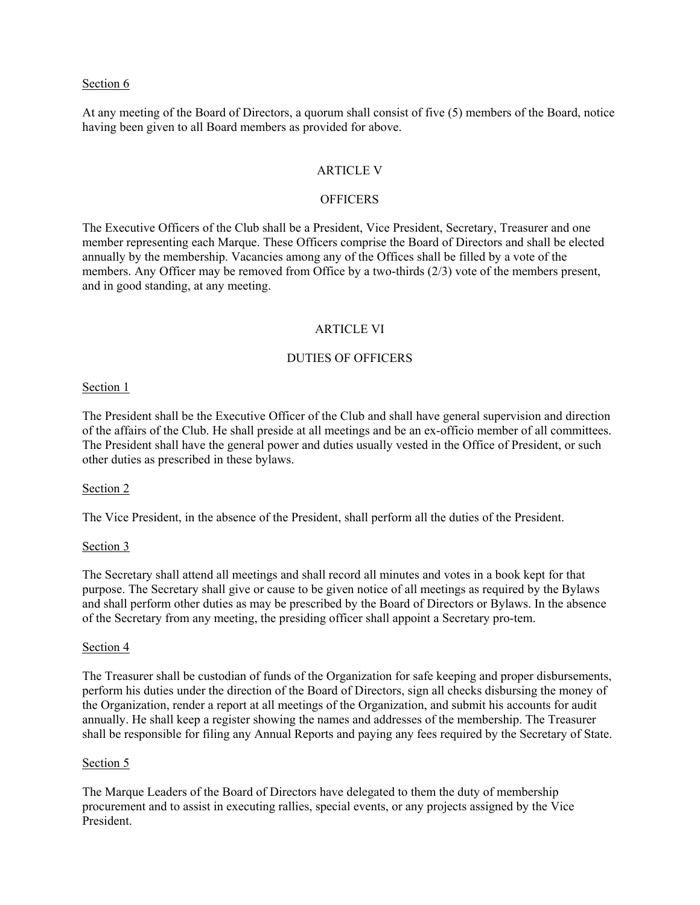Section 6

At any meeting of the Board of Directors, a quorum shall consist of five (5) members of the Board, notice having been given to all Board members as provided for above.

## ARTICLE V

## OFFICERS

The Executive Officers of the Club shall be a President, Vice President, Secretary, Treasurer and one member representing each Marque. These Officers comprise the Board of Directors and shall be elected annually by the membership. Vacancies among any of the Offices shall be filled by a vote of the members. Any Officer may be removed from Office by a two-thirds (2/3) vote of the members present, and in good standing, at any meeting.

## ARTICLE VI

## DUTIES OF OFFICERS

Section 1

The President shall be the Executive Officer of the Club and shall have general supervision and direction of the affairs of the Club. He shall preside at all meetings and be an ex-officio member of all committees. The President shall have the general power and duties usually vested in the Office of President, or such other duties as prescribed in these bylaws.

Section 2

The Vice President, in the absence of the President, shall perform all the duties of the President.

Section 3

The Secretary shall attend all meetings and shall record all minutes and votes in a book kept for that purpose. The Secretary shall give or cause to be given notice of all meetings as required by the Bylaws and shall perform other duties as may be prescribed by the Board of Directors or Bylaws. In the absence of the Secretary from any meeting, the presiding officer shall appoint a Secretary pro-tem.

Section 4

The Treasurer shall be custodian of funds of the Organization for safe keeping and proper disbursements, perform his duties under the direction of the Board of Directors, sign all checks disbursing the money of the Organization, render a report at all meetings of the Organization, and submit his accounts for audit annually. He shall keep a register showing the names and addresses of the membership. The Treasurer shall be responsible for filing any Annual Reports and paying any fees required by the Secretary of State.

Section 5

The Marque Leaders of the Board of Directors have delegated to them the duty of membership procurement and to assist in executing rallies, special events, or any projects assigned by the Vice President.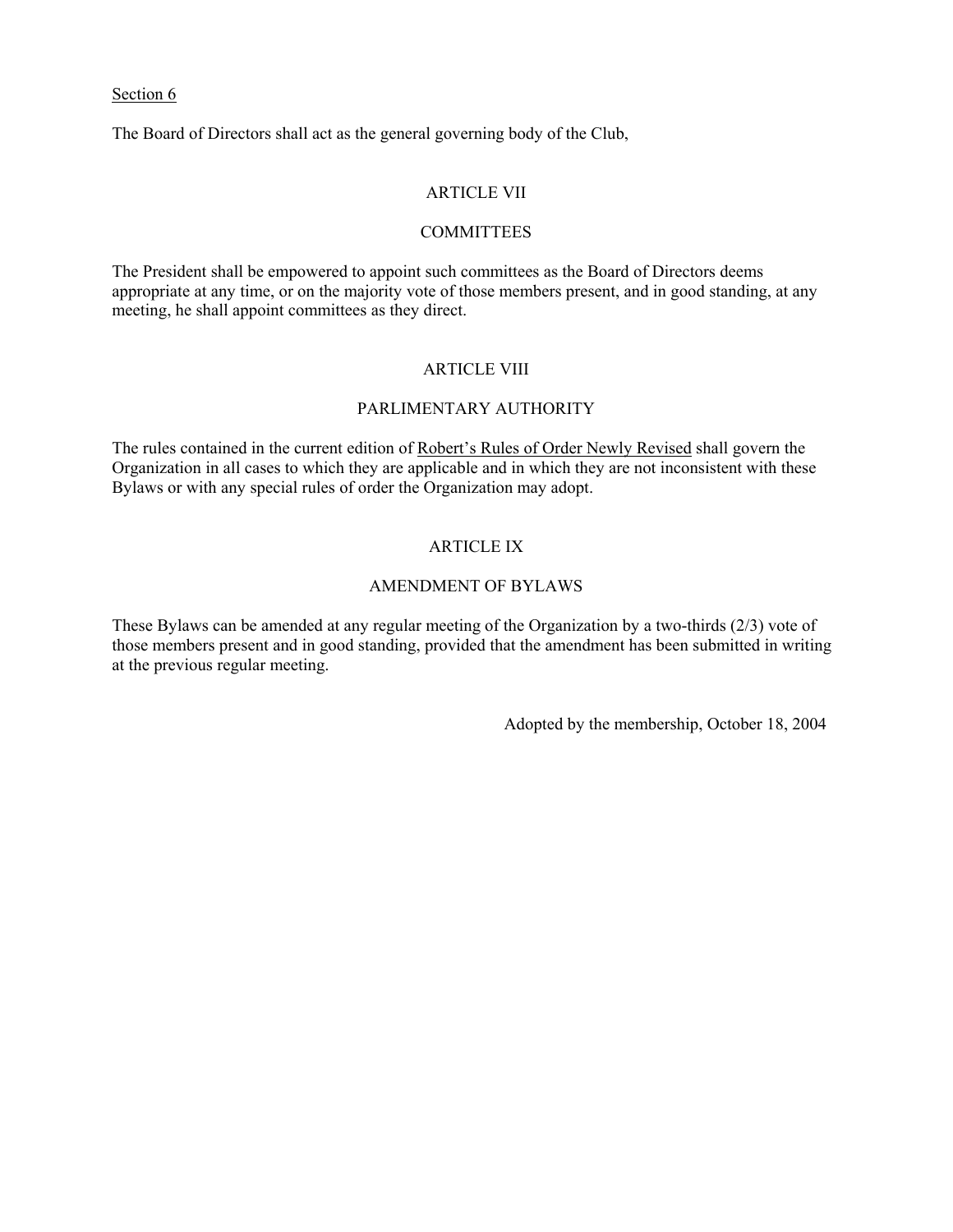Section 6

The Board of Directors shall act as the general governing body of the Club,

## ARTICLE VII

## COMMITTEES

The President shall be empowered to appoint such committees as the Board of Directors deems appropriate at any time, or on the majority vote of those members present, and in good standing, at any meeting, he shall appoint committees as they direct.

## ARTICLE VIII

## PARLIMENTARY AUTHORITY

The rules contained in the current edition of Robert's Rules of Order Newly Revised shall govern the Organization in all cases to which they are applicable and in which they are not inconsistent with these Bylaws or with any special rules of order the Organization may adopt.

## ARTICLE IX

## AMENDMENT OF BYLAWS

These Bylaws can be amended at any regular meeting of the Organization by a two-thirds (2/3) vote of those members present and in good standing, provided that the amendment has been submitted in writing at the previous regular meeting.

Adopted by the membership, October 18, 2004